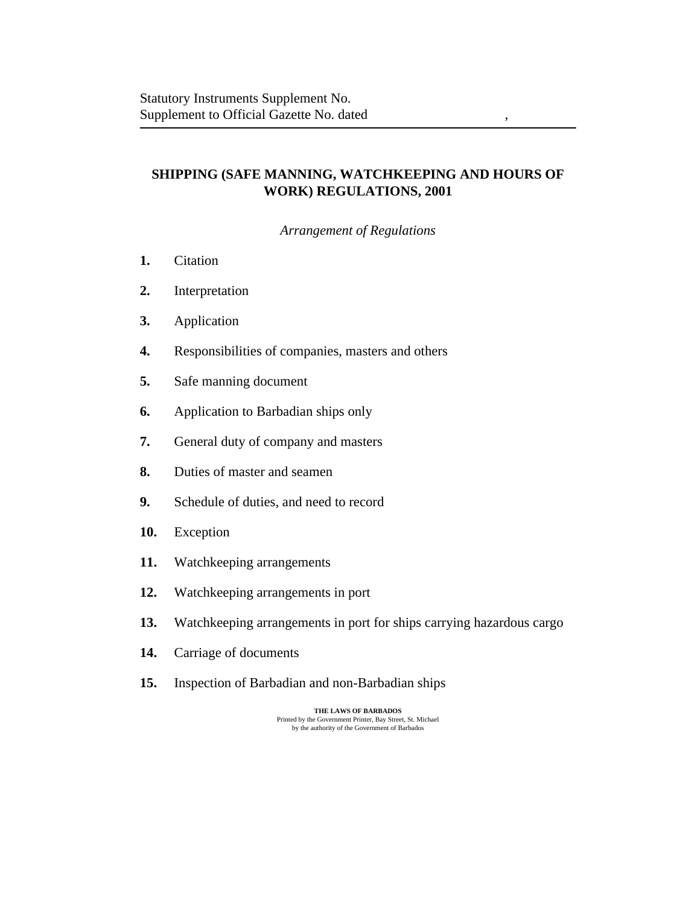Statutory Instruments Supplement No.
Supplement to Official Gazette No. dated ,

# SHIPPING (SAFE MANNING, WATCHKEEPING AND HOURS OF WORK) REGULATIONS, 2001

*Arrangement of Regulations*

**1.** Citation

**2.** Interpretation

**3.** Application

**4.** Responsibilities of companies, masters and others

**5.** Safe manning document

**6.** Application to Barbadian ships only

**7.** General duty of company and masters

**8.** Duties of master and seamen

**9.** Schedule of duties, and need to record

**10.** Exception

**11.** Watchkeeping arrangements

**12.** Watchkeeping arrangements in port

**13.** Watchkeeping arrangements in port for ships carrying hazardous cargo

**14.** Carriage of documents

**15.** Inspection of Barbadian and non-Barbadian ships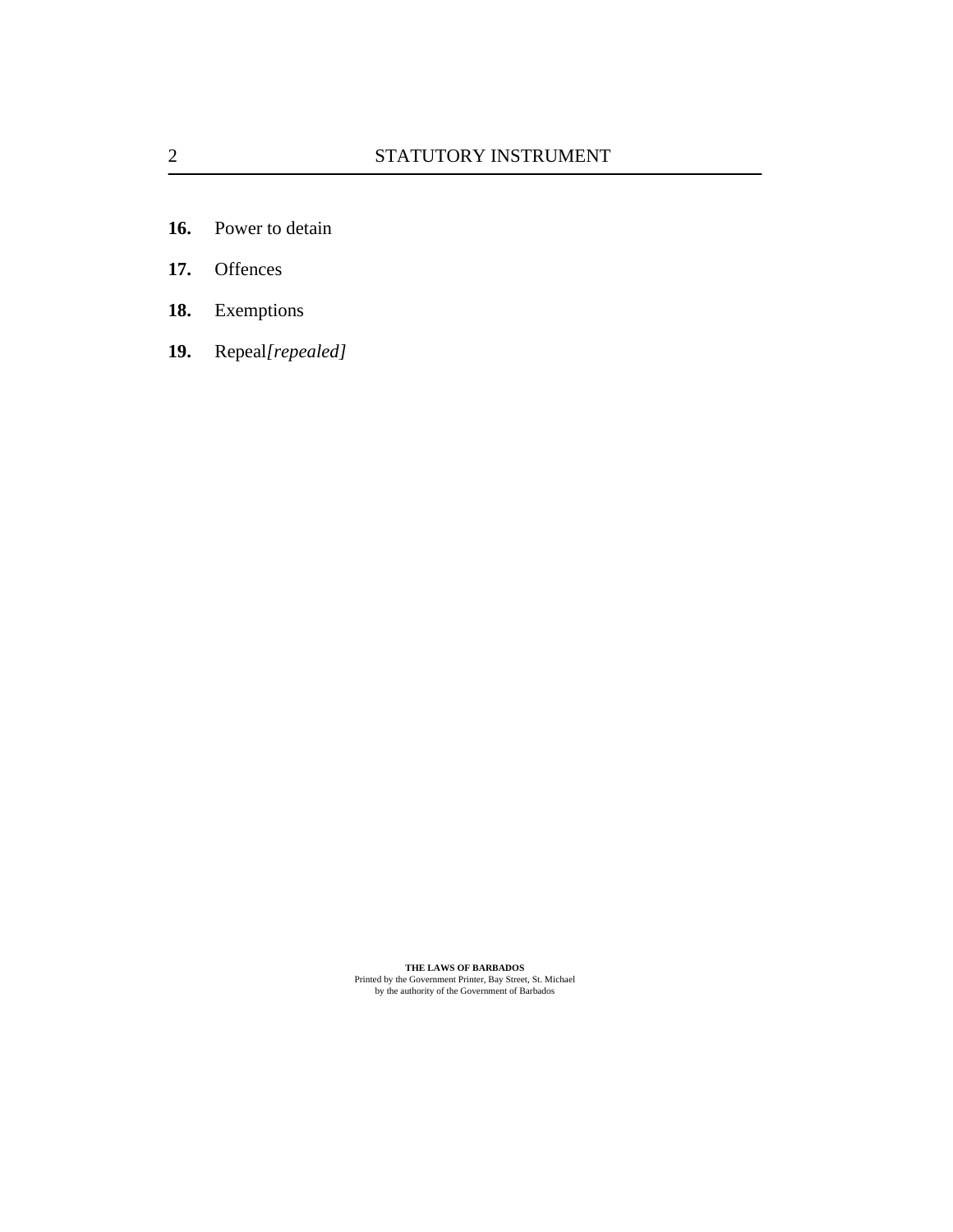**16.** Power to detain

**17.** Offences

**18.** Exemptions

**19.** Repeal*[repealed]*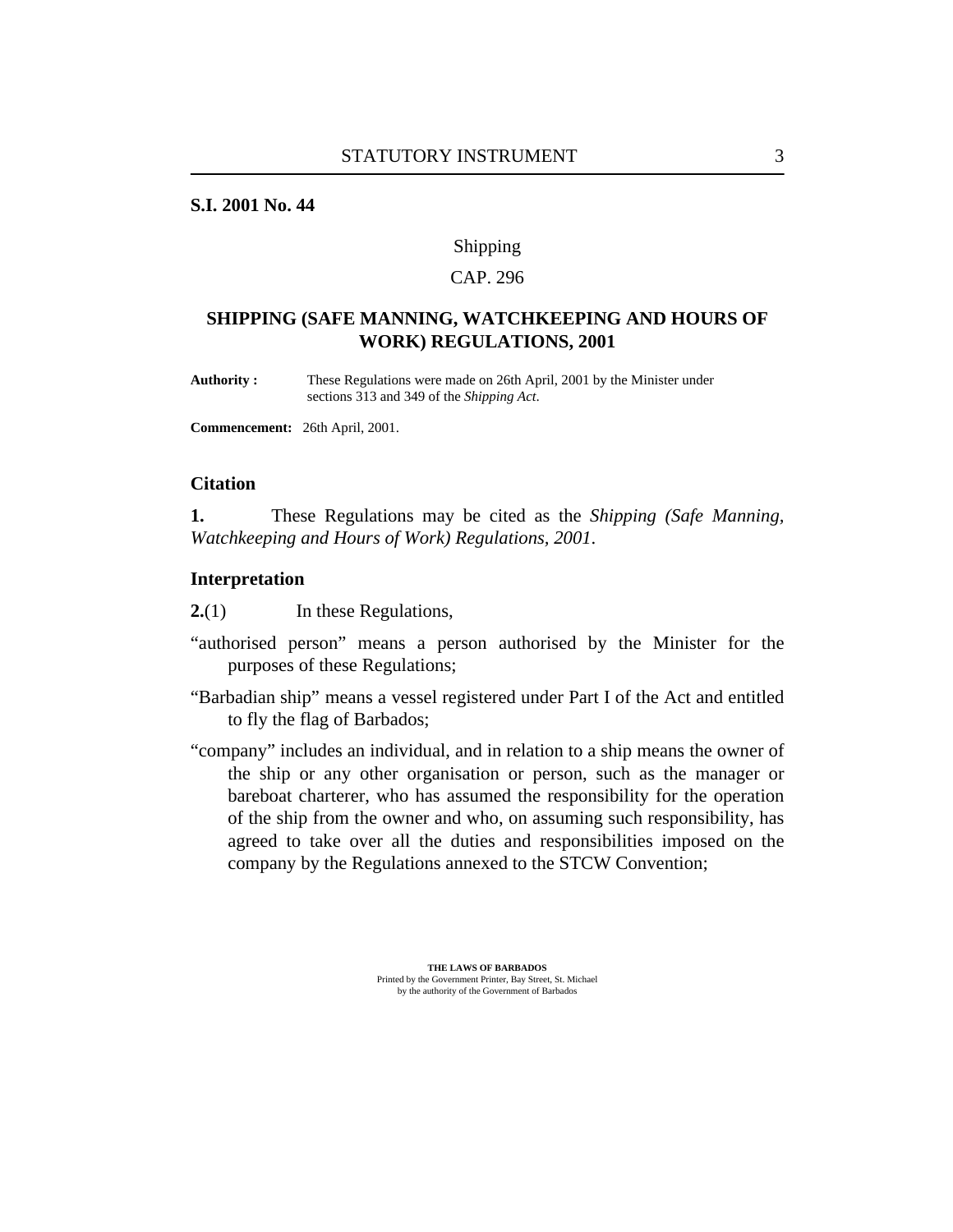**S.I. 2001 No. 44**

Shipping

CAP. 296

## SHIPPING (SAFE MANNING, WATCHKEEPING AND HOURS OF WORK) REGULATIONS, 2001

**Authority :** These Regulations were made on 26th April, 2001 by the Minister under sections 313 and 349 of the *Shipping Act*.

**Commencement:** 26th April, 2001.

### Citation

**1.** These Regulations may be cited as the *Shipping (Safe Manning, Watchkeeping and Hours of Work) Regulations, 2001*.

### Interpretation

**2.**(1) In these Regulations,

"authorised person" means a person authorised by the Minister for the purposes of these Regulations;

"Barbadian ship" means a vessel registered under Part I of the Act and entitled to fly the flag of Barbados;

"company" includes an individual, and in relation to a ship means the owner of the ship or any other organisation or person, such as the manager or bareboat charterer, who has assumed the responsibility for the operation of the ship from the owner and who, on assuming such responsibility, has agreed to take over all the duties and responsibilities imposed on the company by the Regulations annexed to the STCW Convention;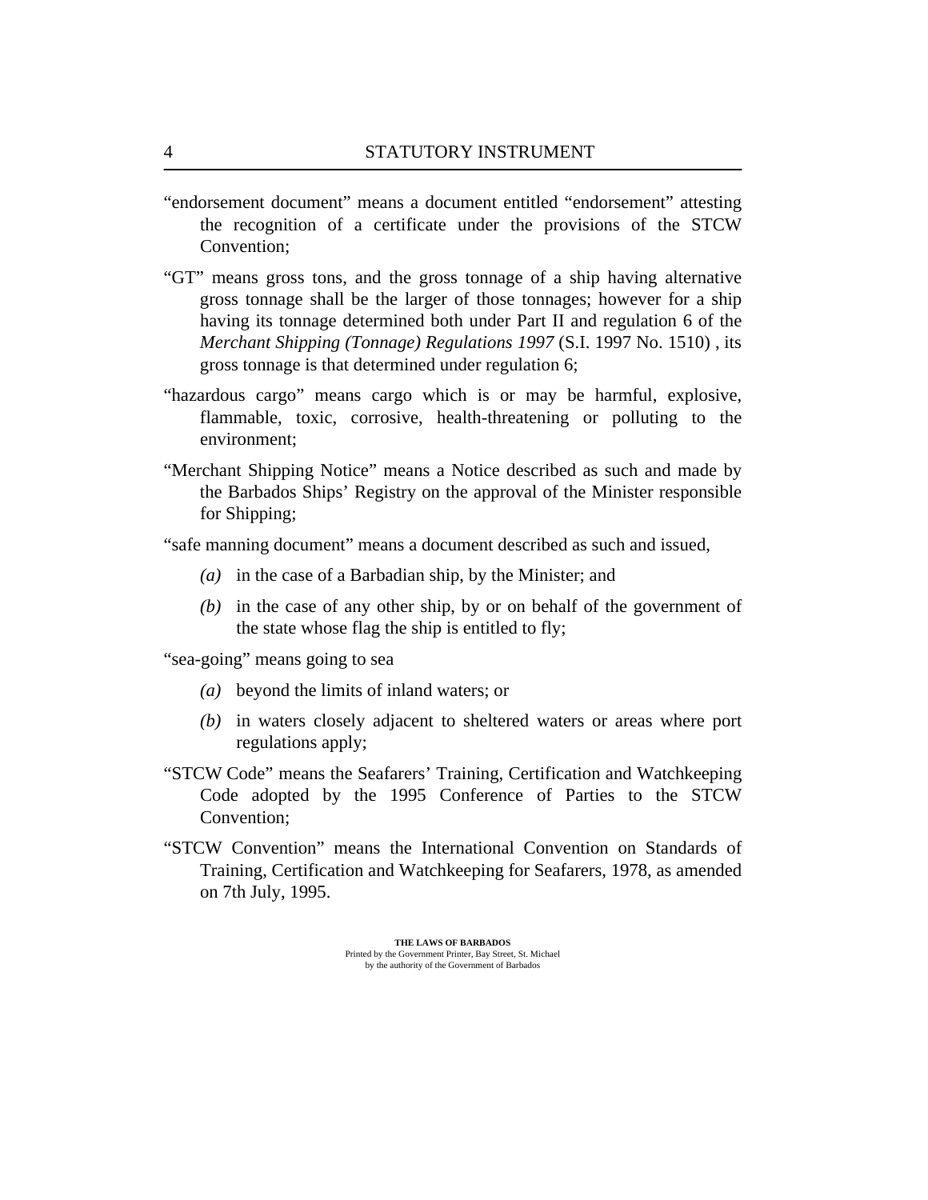"endorsement document" means a document entitled "endorsement" attesting the recognition of a certificate under the provisions of the STCW Convention;

"GT" means gross tons, and the gross tonnage of a ship having alternative gross tonnage shall be the larger of those tonnages; however for a ship having its tonnage determined both under Part II and regulation 6 of the *Merchant Shipping (Tonnage) Regulations 1997* (S.I. 1997 No. 1510) , its gross tonnage is that determined under regulation 6;

"hazardous cargo" means cargo which is or may be harmful, explosive, flammable, toxic, corrosive, health-threatening or polluting to the environment;

"Merchant Shipping Notice" means a Notice described as such and made by the Barbados Ships' Registry on the approval of the Minister responsible for Shipping;

"safe manning document" means a document described as such and issued,

- *(a)* in the case of a Barbadian ship, by the Minister; and
- *(b)* in the case of any other ship, by or on behalf of the government of the state whose flag the ship is entitled to fly;

"sea-going" means going to sea

- *(a)* beyond the limits of inland waters; or
- *(b)* in waters closely adjacent to sheltered waters or areas where port regulations apply;

"STCW Code" means the Seafarers' Training, Certification and Watchkeeping Code adopted by the 1995 Conference of Parties to the STCW Convention;

"STCW Convention" means the International Convention on Standards of Training, Certification and Watchkeeping for Seafarers, 1978, as amended on 7th July, 1995.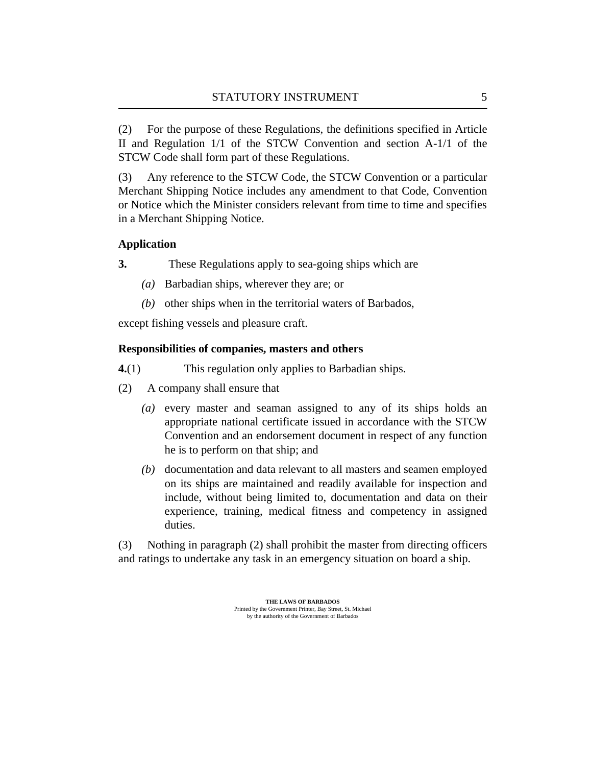(2) For the purpose of these Regulations, the definitions specified in Article II and Regulation 1/1 of the STCW Convention and section A-1/1 of the STCW Code shall form part of these Regulations.

(3) Any reference to the STCW Code, the STCW Convention or a particular Merchant Shipping Notice includes any amendment to that Code, Convention or Notice which the Minister considers relevant from time to time and specifies in a Merchant Shipping Notice.

**Application**

**3.** These Regulations apply to sea-going ships which are

*(a)* Barbadian ships, wherever they are; or

*(b)* other ships when in the territorial waters of Barbados,

except fishing vessels and pleasure craft.

**Responsibilities of companies, masters and others**

**4.**(1) This regulation only applies to Barbadian ships.

(2) A company shall ensure that

*(a)* every master and seaman assigned to any of its ships holds an appropriate national certificate issued in accordance with the STCW Convention and an endorsement document in respect of any function he is to perform on that ship; and

*(b)* documentation and data relevant to all masters and seamen employed on its ships are maintained and readily available for inspection and include, without being limited to, documentation and data on their experience, training, medical fitness and competency in assigned duties.

(3) Nothing in paragraph (2) shall prohibit the master from directing officers and ratings to undertake any task in an emergency situation on board a ship.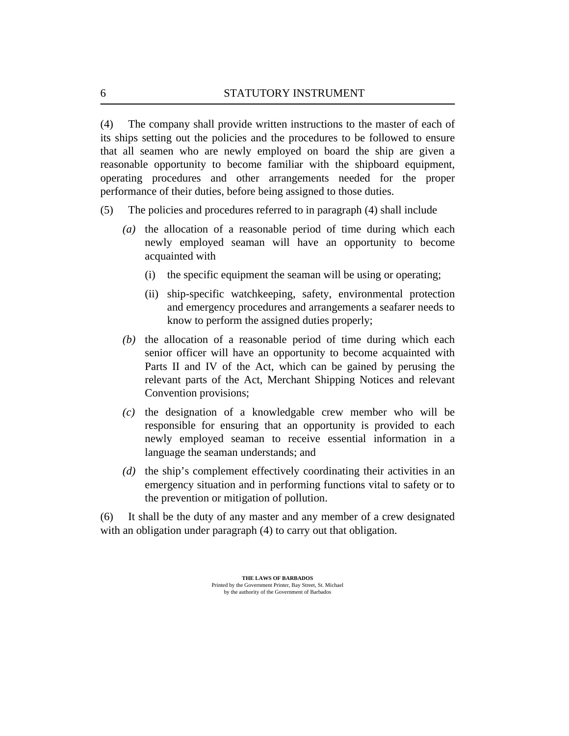(4) The company shall provide written instructions to the master of each of its ships setting out the policies and the procedures to be followed to ensure that all seamen who are newly employed on board the ship are given a reasonable opportunity to become familiar with the shipboard equipment, operating procedures and other arrangements needed for the proper performance of their duties, before being assigned to those duties.

(5) The policies and procedures referred to in paragraph (4) shall include

- *(a)* the allocation of a reasonable period of time during which each newly employed seaman will have an opportunity to become acquainted with
  - (i) the specific equipment the seaman will be using or operating;
  - (ii) ship-specific watchkeeping, safety, environmental protection and emergency procedures and arrangements a seafarer needs to know to perform the assigned duties properly;
- *(b)* the allocation of a reasonable period of time during which each senior officer will have an opportunity to become acquainted with Parts II and IV of the Act, which can be gained by perusing the relevant parts of the Act, Merchant Shipping Notices and relevant Convention provisions;
- *(c)* the designation of a knowledgable crew member who will be responsible for ensuring that an opportunity is provided to each newly employed seaman to receive essential information in a language the seaman understands; and
- *(d)* the ship's complement effectively coordinating their activities in an emergency situation and in performing functions vital to safety or to the prevention or mitigation of pollution.

(6) It shall be the duty of any master and any member of a crew designated with an obligation under paragraph (4) to carry out that obligation.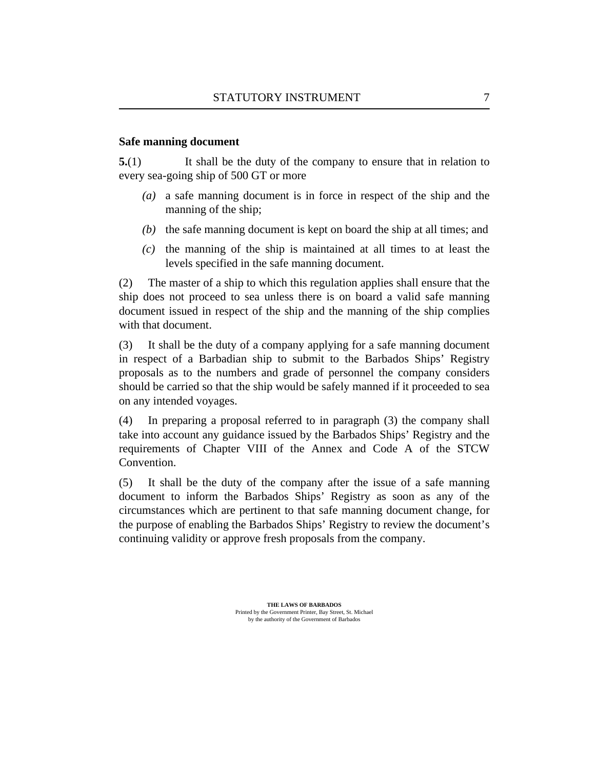**Safe manning document**

**5.**(1) It shall be the duty of the company to ensure that in relation to every sea-going ship of 500 GT or more

*(a)* a safe manning document is in force in respect of the ship and the manning of the ship;

*(b)* the safe manning document is kept on board the ship at all times; and

*(c)* the manning of the ship is maintained at all times to at least the levels specified in the safe manning document.

(2) The master of a ship to which this regulation applies shall ensure that the ship does not proceed to sea unless there is on board a valid safe manning document issued in respect of the ship and the manning of the ship complies with that document.

(3) It shall be the duty of a company applying for a safe manning document in respect of a Barbadian ship to submit to the Barbados Ships' Registry proposals as to the numbers and grade of personnel the company considers should be carried so that the ship would be safely manned if it proceeded to sea on any intended voyages.

(4) In preparing a proposal referred to in paragraph (3) the company shall take into account any guidance issued by the Barbados Ships' Registry and the requirements of Chapter VIII of the Annex and Code A of the STCW Convention.

(5) It shall be the duty of the company after the issue of a safe manning document to inform the Barbados Ships' Registry as soon as any of the circumstances which are pertinent to that safe manning document change, for the purpose of enabling the Barbados Ships' Registry to review the document's continuing validity or approve fresh proposals from the company.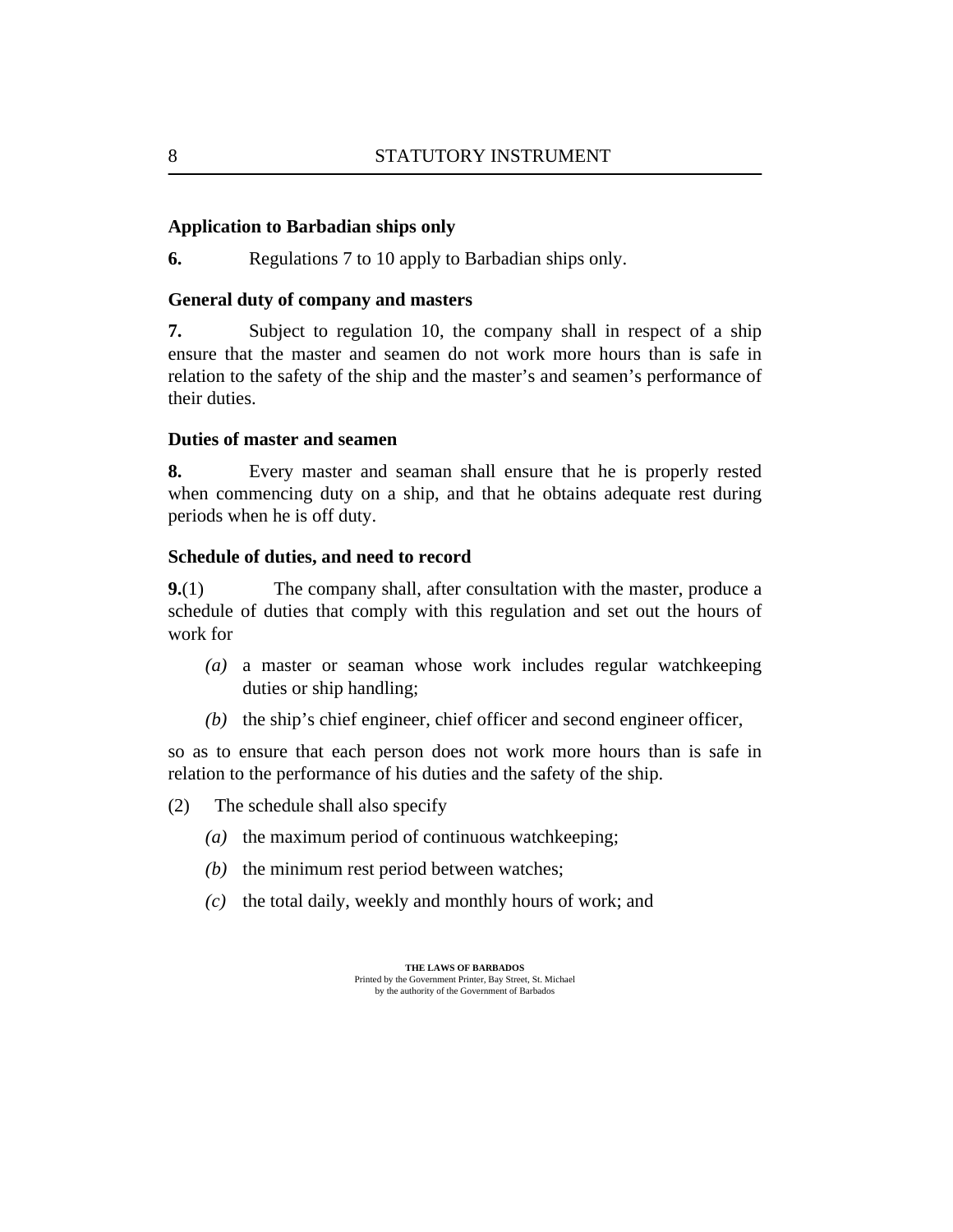**Application to Barbadian ships only**

**6.** Regulations 7 to 10 apply to Barbadian ships only.

**General duty of company and masters**

**7.** Subject to regulation 10, the company shall in respect of a ship ensure that the master and seamen do not work more hours than is safe in relation to the safety of the ship and the master's and seamen's performance of their duties.

**Duties of master and seamen**

**8.** Every master and seaman shall ensure that he is properly rested when commencing duty on a ship, and that he obtains adequate rest during periods when he is off duty.

**Schedule of duties, and need to record**

**9.**(1) The company shall, after consultation with the master, produce a schedule of duties that comply with this regulation and set out the hours of work for

- *(a)* a master or seaman whose work includes regular watchkeeping duties or ship handling;
- *(b)* the ship's chief engineer, chief officer and second engineer officer,

so as to ensure that each person does not work more hours than is safe in relation to the performance of his duties and the safety of the ship.

(2) The schedule shall also specify

- *(a)* the maximum period of continuous watchkeeping;
- *(b)* the minimum rest period between watches;
- *(c)* the total daily, weekly and monthly hours of work; and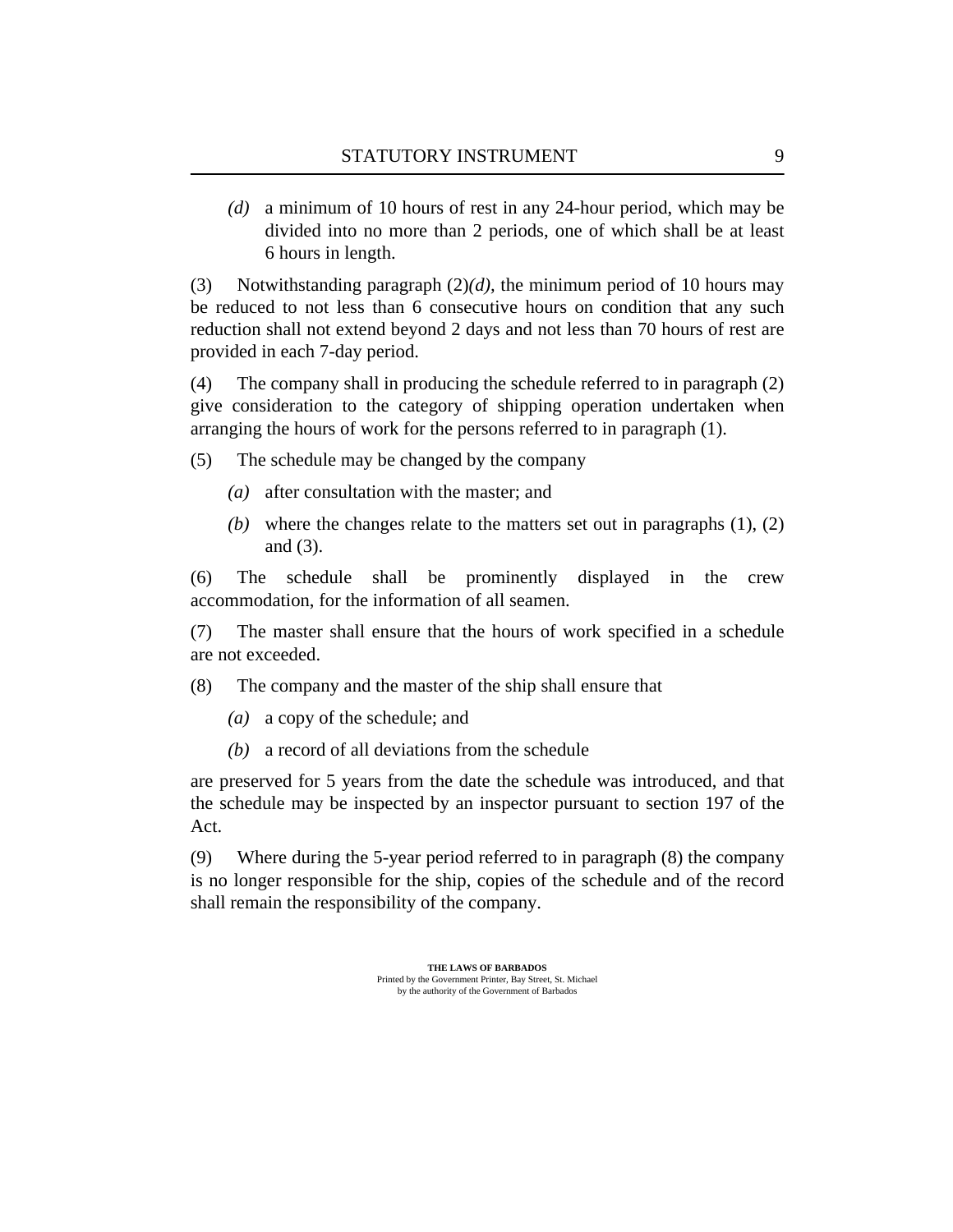*(d)* a minimum of 10 hours of rest in any 24-hour period, which may be divided into no more than 2 periods, one of which shall be at least 6 hours in length.

(3) Notwithstanding paragraph (2)*(d),* the minimum period of 10 hours may be reduced to not less than 6 consecutive hours on condition that any such reduction shall not extend beyond 2 days and not less than 70 hours of rest are provided in each 7-day period.

(4) The company shall in producing the schedule referred to in paragraph (2) give consideration to the category of shipping operation undertaken when arranging the hours of work for the persons referred to in paragraph (1).

(5) The schedule may be changed by the company

*(a)* after consultation with the master; and

*(b)* where the changes relate to the matters set out in paragraphs (1), (2) and (3).

(6) The schedule shall be prominently displayed in the crew accommodation, for the information of all seamen.

(7) The master shall ensure that the hours of work specified in a schedule are not exceeded.

(8) The company and the master of the ship shall ensure that

*(a)* a copy of the schedule; and

*(b)* a record of all deviations from the schedule

are preserved for 5 years from the date the schedule was introduced, and that the schedule may be inspected by an inspector pursuant to section 197 of the Act.

(9) Where during the 5-year period referred to in paragraph (8) the company is no longer responsible for the ship, copies of the schedule and of the record shall remain the responsibility of the company.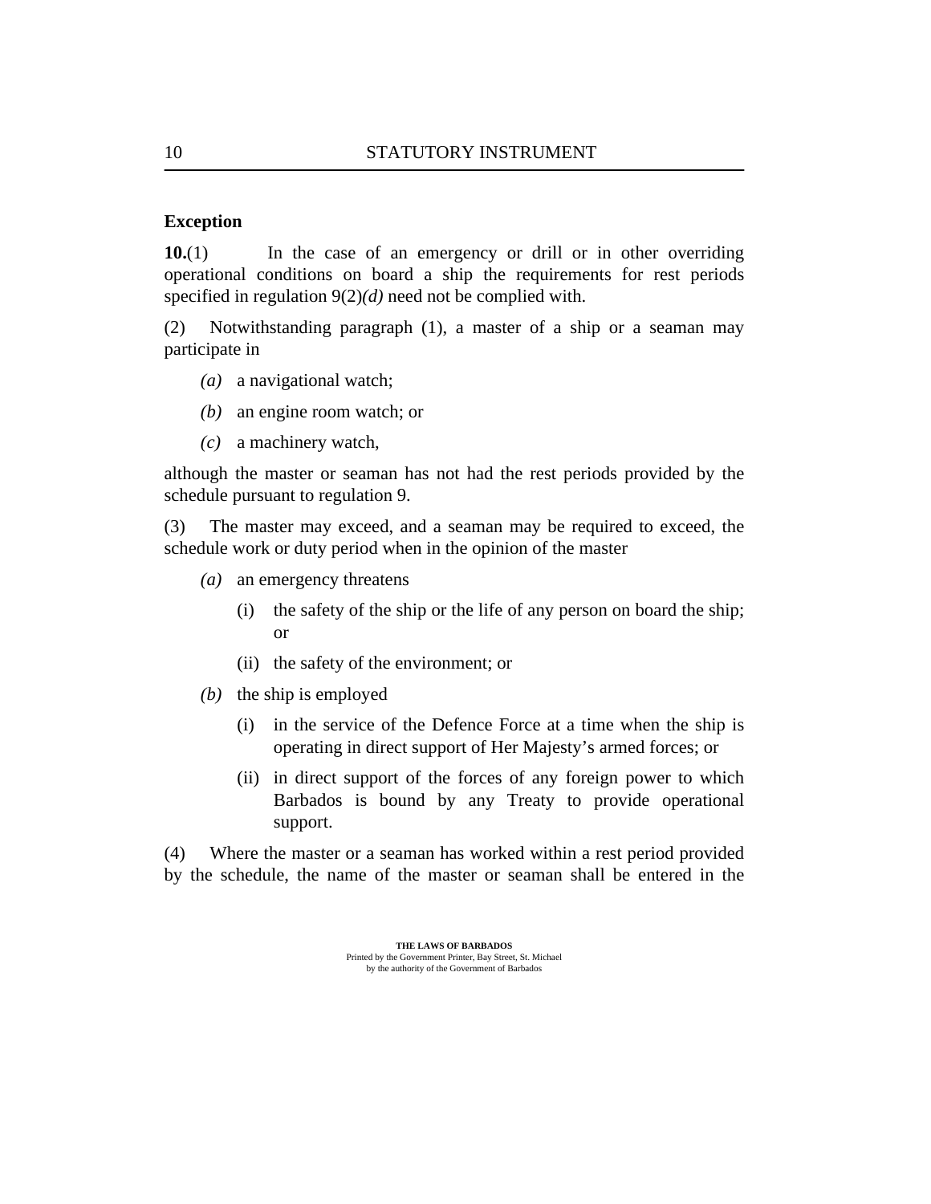**Exception**

**10.**(1) In the case of an emergency or drill or in other overriding operational conditions on board a ship the requirements for rest periods specified in regulation 9(2)*(d)* need not be complied with.

(2) Notwithstanding paragraph (1), a master of a ship or a seaman may participate in

*(a)* a navigational watch;

*(b)* an engine room watch; or

*(c)* a machinery watch,

although the master or seaman has not had the rest periods provided by the schedule pursuant to regulation 9.

(3) The master may exceed, and a seaman may be required to exceed, the schedule work or duty period when in the opinion of the master

*(a)* an emergency threatens

(i) the safety of the ship or the life of any person on board the ship; or

(ii) the safety of the environment; or

*(b)* the ship is employed

(i) in the service of the Defence Force at a time when the ship is operating in direct support of Her Majesty's armed forces; or

(ii) in direct support of the forces of any foreign power to which Barbados is bound by any Treaty to provide operational support.

(4) Where the master or a seaman has worked within a rest period provided by the schedule, the name of the master or seaman shall be entered in the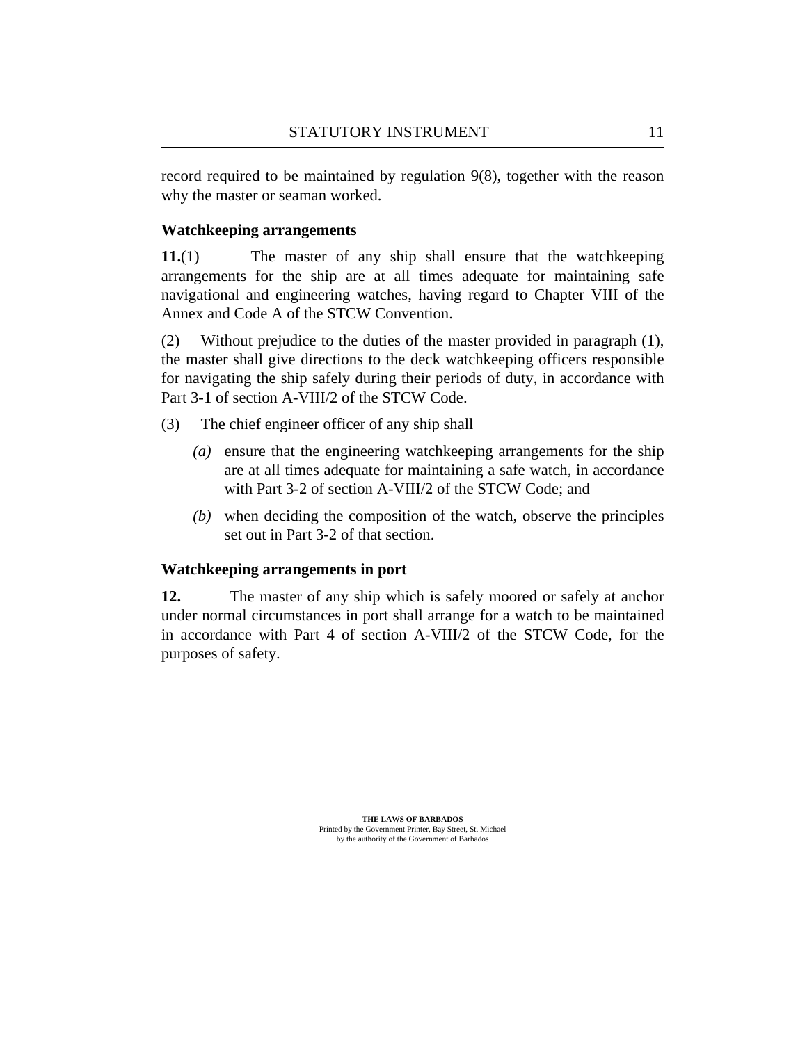record required to be maintained by regulation 9(8), together with the reason why the master or seaman worked.

**Watchkeeping arrangements**

**11.**(1) The master of any ship shall ensure that the watchkeeping arrangements for the ship are at all times adequate for maintaining safe navigational and engineering watches, having regard to Chapter VIII of the Annex and Code A of the STCW Convention.

(2) Without prejudice to the duties of the master provided in paragraph (1), the master shall give directions to the deck watchkeeping officers responsible for navigating the ship safely during their periods of duty, in accordance with Part 3-1 of section A-VIII/2 of the STCW Code.

(3) The chief engineer officer of any ship shall

*(a)* ensure that the engineering watchkeeping arrangements for the ship are at all times adequate for maintaining a safe watch, in accordance with Part 3-2 of section A-VIII/2 of the STCW Code; and

*(b)* when deciding the composition of the watch, observe the principles set out in Part 3-2 of that section.

**Watchkeeping arrangements in port**

**12.** The master of any ship which is safely moored or safely at anchor under normal circumstances in port shall arrange for a watch to be maintained in accordance with Part 4 of section A-VIII/2 of the STCW Code, for the purposes of safety.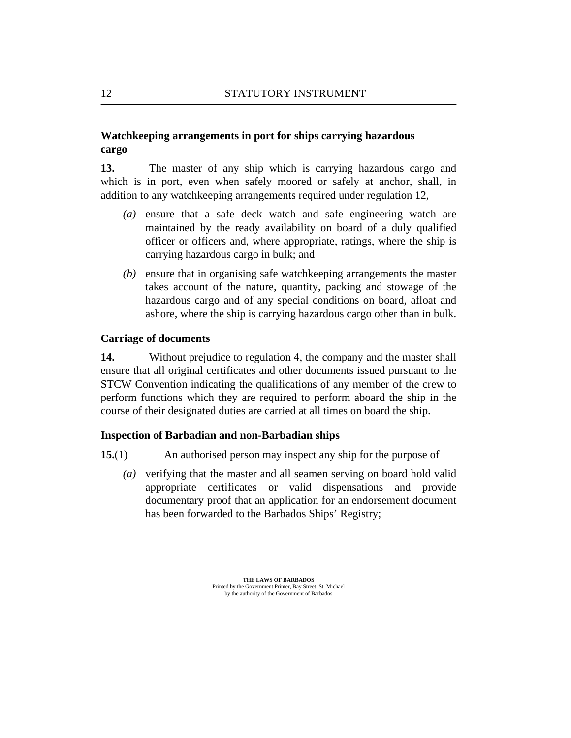### Watchkeeping arrangements in port for ships carrying hazardous cargo

**13.** The master of any ship which is carrying hazardous cargo and which is in port, even when safely moored or safely at anchor, shall, in addition to any watchkeeping arrangements required under regulation 12,

*(a)* ensure that a safe deck watch and safe engineering watch are maintained by the ready availability on board of a duly qualified officer or officers and, where appropriate, ratings, where the ship is carrying hazardous cargo in bulk; and

*(b)* ensure that in organising safe watchkeeping arrangements the master takes account of the nature, quantity, packing and stowage of the hazardous cargo and of any special conditions on board, afloat and ashore, where the ship is carrying hazardous cargo other than in bulk.

### Carriage of documents

**14.** Without prejudice to regulation 4, the company and the master shall ensure that all original certificates and other documents issued pursuant to the STCW Convention indicating the qualifications of any member of the crew to perform functions which they are required to perform aboard the ship in the course of their designated duties are carried at all times on board the ship.

### Inspection of Barbadian and non-Barbadian ships

**15.**(1) An authorised person may inspect any ship for the purpose of

*(a)* verifying that the master and all seamen serving on board hold valid appropriate certificates or valid dispensations and provide documentary proof that an application for an endorsement document has been forwarded to the Barbados Ships' Registry;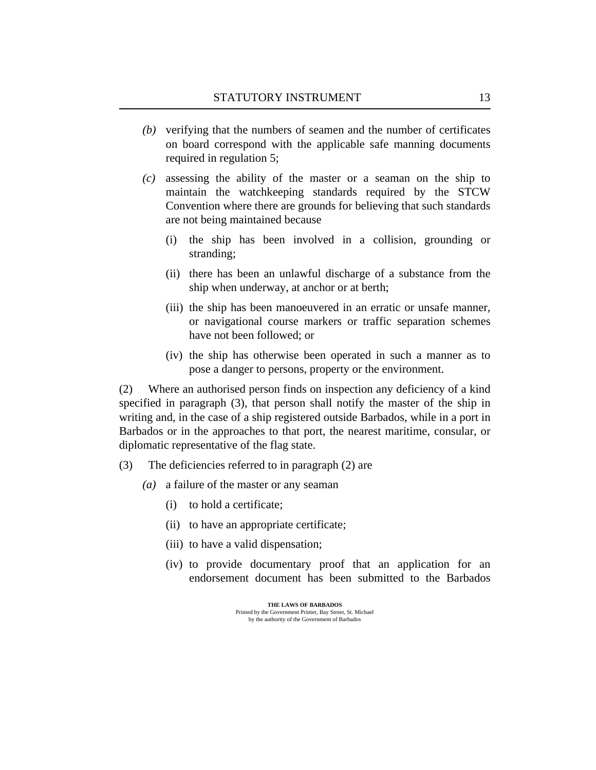*(b)* verifying that the numbers of seamen and the number of certificates on board correspond with the applicable safe manning documents required in regulation 5;

*(c)* assessing the ability of the master or a seaman on the ship to maintain the watchkeeping standards required by the STCW Convention where there are grounds for believing that such standards are not being maintained because

(i) the ship has been involved in a collision, grounding or stranding;

(ii) there has been an unlawful discharge of a substance from the ship when underway, at anchor or at berth;

(iii) the ship has been manoeuvered in an erratic or unsafe manner, or navigational course markers or traffic separation schemes have not been followed; or

(iv) the ship has otherwise been operated in such a manner as to pose a danger to persons, property or the environment.

(2) Where an authorised person finds on inspection any deficiency of a kind specified in paragraph (3), that person shall notify the master of the ship in writing and, in the case of a ship registered outside Barbados, while in a port in Barbados or in the approaches to that port, the nearest maritime, consular, or diplomatic representative of the flag state.

(3) The deficiencies referred to in paragraph (2) are

*(a)* a failure of the master or any seaman

(i) to hold a certificate;

(ii) to have an appropriate certificate;

(iii) to have a valid dispensation;

(iv) to provide documentary proof that an application for an endorsement document has been submitted to the Barbados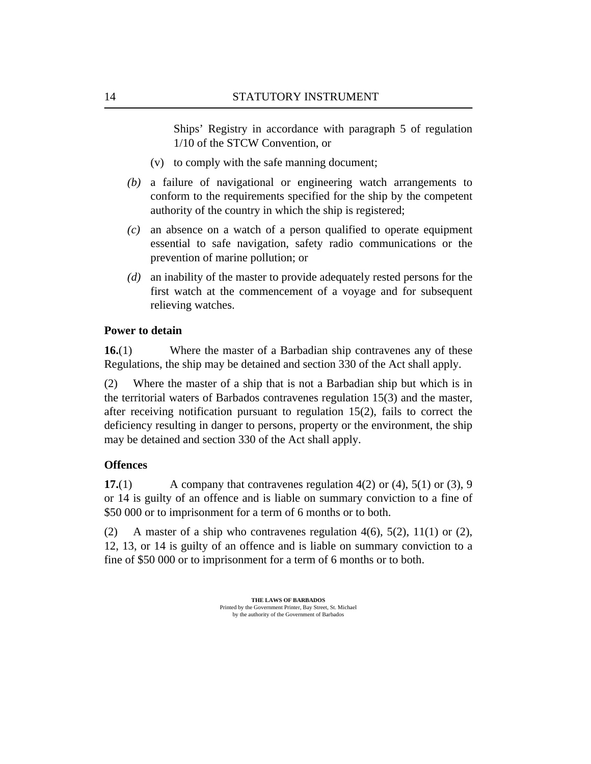Ships' Registry in accordance with paragraph 5 of regulation 1/10 of the STCW Convention, or

(v) to comply with the safe manning document;

*(b)* a failure of navigational or engineering watch arrangements to conform to the requirements specified for the ship by the competent authority of the country in which the ship is registered;

*(c)* an absence on a watch of a person qualified to operate equipment essential to safe navigation, safety radio communications or the prevention of marine pollution; or

*(d)* an inability of the master to provide adequately rested persons for the first watch at the commencement of a voyage and for subsequent relieving watches.

**Power to detain**

**16.**(1) Where the master of a Barbadian ship contravenes any of these Regulations, the ship may be detained and section 330 of the Act shall apply.

(2) Where the master of a ship that is not a Barbadian ship but which is in the territorial waters of Barbados contravenes regulation 15(3) and the master, after receiving notification pursuant to regulation 15(2), fails to correct the deficiency resulting in danger to persons, property or the environment, the ship may be detained and section 330 of the Act shall apply.

**Offences**

**17.**(1) A company that contravenes regulation 4(2) or (4), 5(1) or (3), 9 or 14 is guilty of an offence and is liable on summary conviction to a fine of $50 000 or to imprisonment for a term of 6 months or to both.

(2) A master of a ship who contravenes regulation 4(6), 5(2), 11(1) or (2), 12, 13, or 14 is guilty of an offence and is liable on summary conviction to a fine of $50 000 or to imprisonment for a term of 6 months or to both.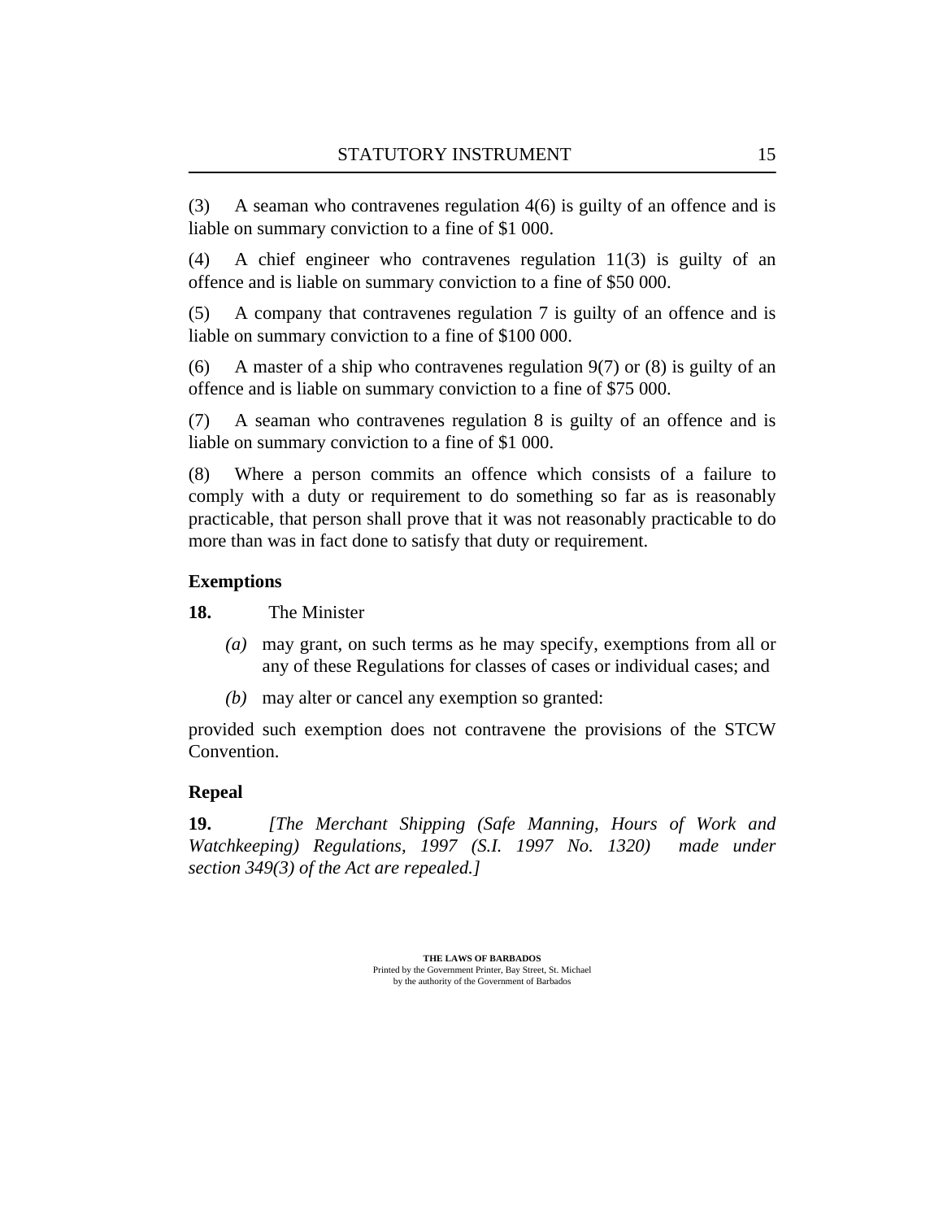(3) A seaman who contravenes regulation 4(6) is guilty of an offence and is liable on summary conviction to a fine of $1 000.

(4) A chief engineer who contravenes regulation 11(3) is guilty of an offence and is liable on summary conviction to a fine of $50 000.

(5) A company that contravenes regulation 7 is guilty of an offence and is liable on summary conviction to a fine of $100 000.

(6) A master of a ship who contravenes regulation 9(7) or (8) is guilty of an offence and is liable on summary conviction to a fine of $75 000.

(7) A seaman who contravenes regulation 8 is guilty of an offence and is liable on summary conviction to a fine of $1 000.

(8) Where a person commits an offence which consists of a failure to comply with a duty or requirement to do something so far as is reasonably practicable, that person shall prove that it was not reasonably practicable to do more than was in fact done to satisfy that duty or requirement.

### Exemptions

**18.** The Minister

- *(a)* may grant, on such terms as he may specify, exemptions from all or any of these Regulations for classes of cases or individual cases; and
- *(b)* may alter or cancel any exemption so granted:

provided such exemption does not contravene the provisions of the STCW Convention.

### Repeal

**19.** *[The Merchant Shipping (Safe Manning, Hours of Work and Watchkeeping) Regulations, 1997 (S.I. 1997 No. 1320) made under section 349(3) of the Act are repealed.]*